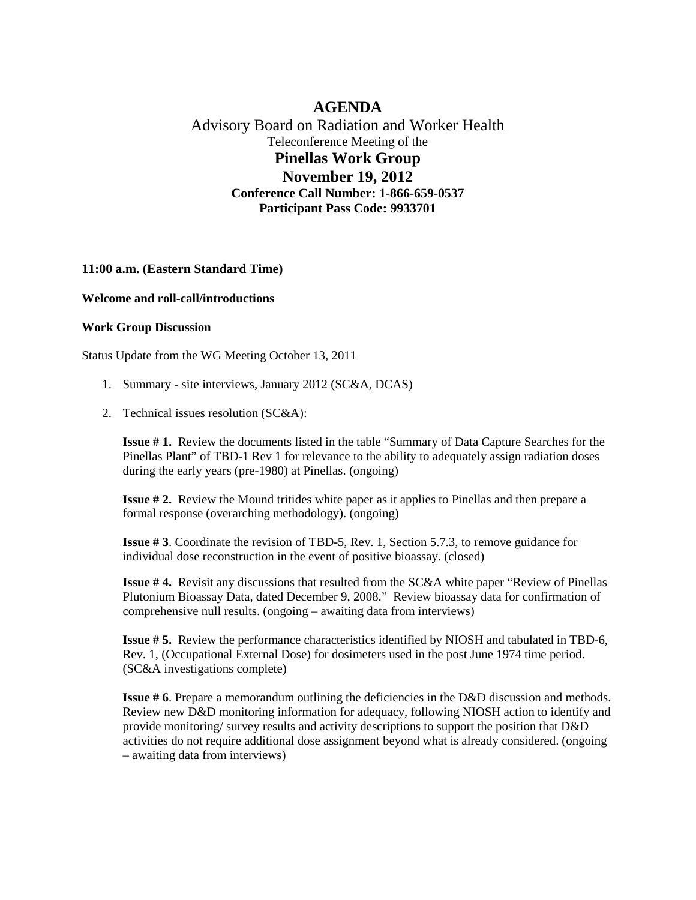# AGENDA

Advisory Board on Radiation and Worker Health

Teleconference Meeting of the

## Pinellas Work Group

## November 19, 2012

**Conference Call Number: 1-866-659-0537**

**Participant Pass Code: 9933701**

**11:00 a.m. (Eastern Standard Time)**

**Welcome and roll-call/introductions**

**Work Group Discussion**

Status Update from the WG Meeting October 13, 2011

1. Summary - site interviews, January 2012 (SC&A, DCAS)
2. Technical issues resolution (SC&A):

   **Issue # 1.** Review the documents listed in the table "Summary of Data Capture Searches for the Pinellas Plant" of TBD-1 Rev 1 for relevance to the ability to adequately assign radiation doses during the early years (pre-1980) at Pinellas. (ongoing)

   **Issue # 2.** Review the Mound tritides white paper as it applies to Pinellas and then prepare a formal response (overarching methodology). (ongoing)

   **Issue # 3**. Coordinate the revision of TBD-5, Rev. 1, Section 5.7.3, to remove guidance for individual dose reconstruction in the event of positive bioassay. (closed)

   **Issue # 4.** Revisit any discussions that resulted from the SC&A white paper "Review of Pinellas Plutonium Bioassay Data, dated December 9, 2008." Review bioassay data for confirmation of comprehensive null results. (ongoing – awaiting data from interviews)

   **Issue # 5.** Review the performance characteristics identified by NIOSH and tabulated in TBD-6, Rev. 1, (Occupational External Dose) for dosimeters used in the post June 1974 time period. (SC&A investigations complete)

   **Issue # 6**. Prepare a memorandum outlining the deficiencies in the D&D discussion and methods. Review new D&D monitoring information for adequacy, following NIOSH action to identify and provide monitoring/ survey results and activity descriptions to support the position that D&D activities do not require additional dose assignment beyond what is already considered. (ongoing – awaiting data from interviews)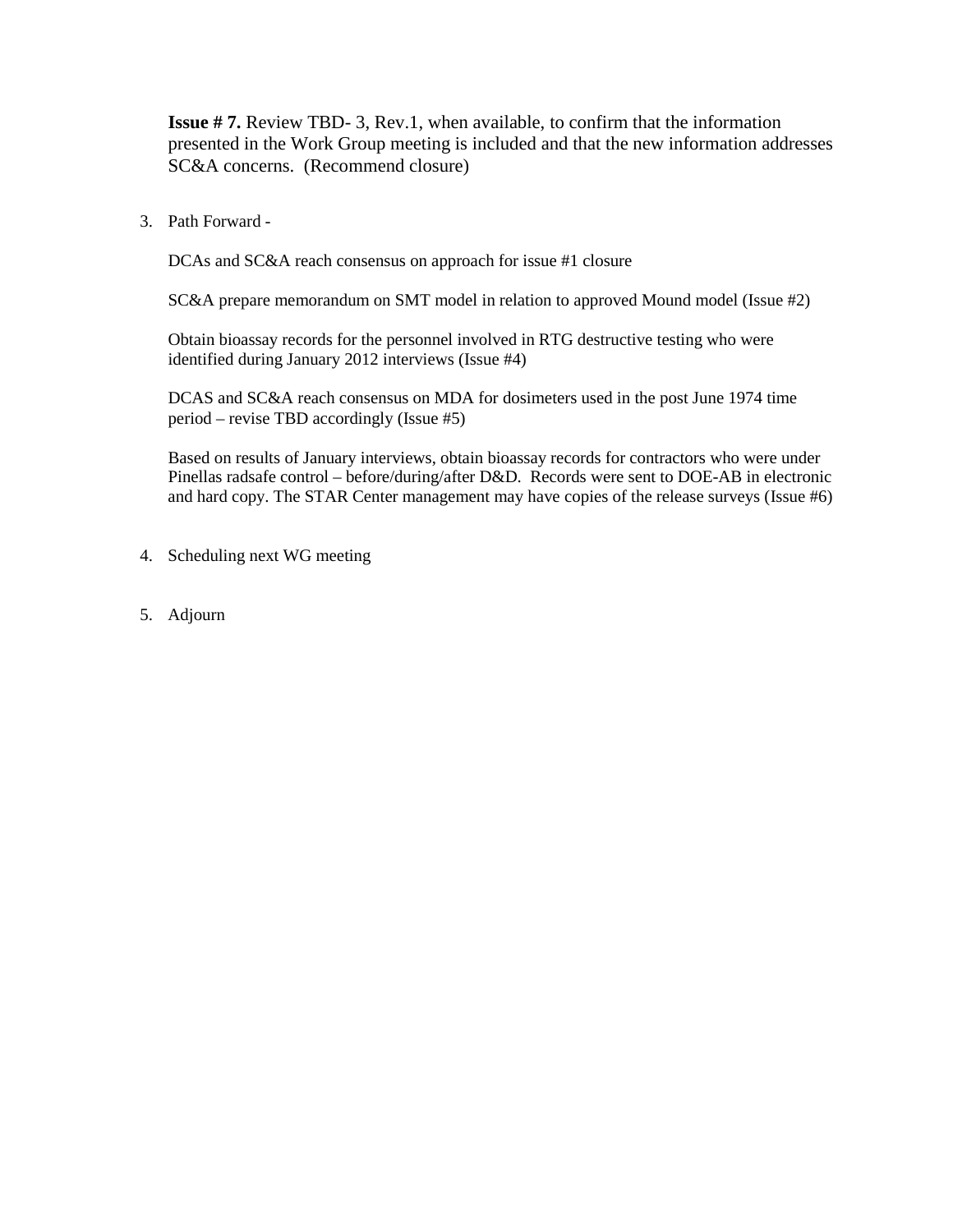**Issue # 7.** Review TBD- 3, Rev.1, when available, to confirm that the information presented in the Work Group meeting is included and that the new information addresses SC&A concerns. (Recommend closure)

3. Path Forward -

   DCAs and SC&A reach consensus on approach for issue #1 closure

   SC&A prepare memorandum on SMT model in relation to approved Mound model (Issue #2)

   Obtain bioassay records for the personnel involved in RTG destructive testing who were identified during January 2012 interviews (Issue #4)

   DCAS and SC&A reach consensus on MDA for dosimeters used in the post June 1974 time period – revise TBD accordingly (Issue #5)

   Based on results of January interviews, obtain bioassay records for contractors who were under Pinellas radsafe control – before/during/after D&D. Records were sent to DOE-AB in electronic and hard copy. The STAR Center management may have copies of the release surveys (Issue #6)

4. Scheduling next WG meeting

5. Adjourn